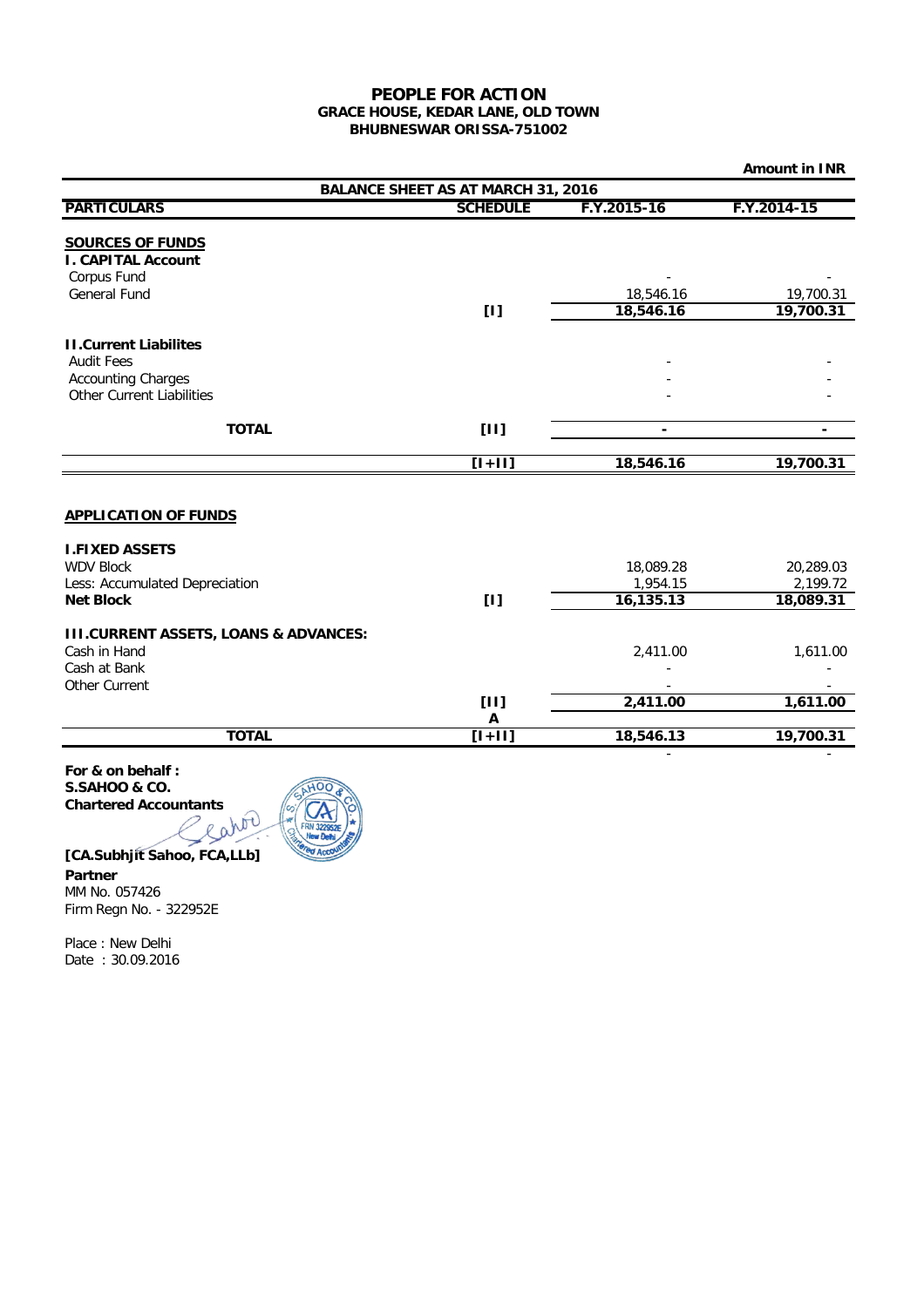# PEOPLE FOR ACTION
**GRACE HOUSE, KEDAR LANE, OLD TOWN**
**BHUBNESWAR ORISSA-751002**

**Amount in INR**

**BALANCE SHEET AS AT MARCH 31, 2016**

| PARTICULARS | SCHEDULE | F.Y.2015-16 | F.Y.2014-15 |
|---|---|---|---|
| **SOURCES OF FUNDS** | | | |
| **I. CAPITAL Account** | | | |
| Corpus Fund | | - | - |
| General Fund | | 18,546.16 | 19,700.31 |
| | [I] | **18,546.16** | **19,700.31** |
| **II.Current Liabilites** | | | |
| Audit Fees | | - | - |
| Accounting Charges | | - | - |
| Other Current Liabilities | | - | - |
| **TOTAL** | [II] | - | - |
| | [I+II] | **18,546.16** | **19,700.31** |
| **APPLICATION OF FUNDS** | | | |
| **I.FIXED ASSETS** | | | |
| WDV Block | | 18,089.28 | 20,289.03 |
| Less: Accumulated Depreciation | | 1,954.15 | 2,199.72 |
| **Net Block** | [I] | **16,135.13** | **18,089.31** |
| **III.CURRENT ASSETS, LOANS & ADVANCES:** | | | |
| Cash in Hand | | 2,411.00 | 1,611.00 |
| Cash at Bank | | - | - |
| Other Current | | - | - |
| | [II] A | **2,411.00** | **1,611.00** |
| **TOTAL** | [I+II] | **18,546.13** | **19,700.31** |
| | | - | - |

**For & on behalf :**
**S.SAHOO & CO.**
**Chartered Accountants**

**[CA.Subhjit Sahoo, FCA,LLb]**
**Partner**
MM No. 057426
Firm Regn No. - 322952E

Place : New Delhi
Date : 30.09.2016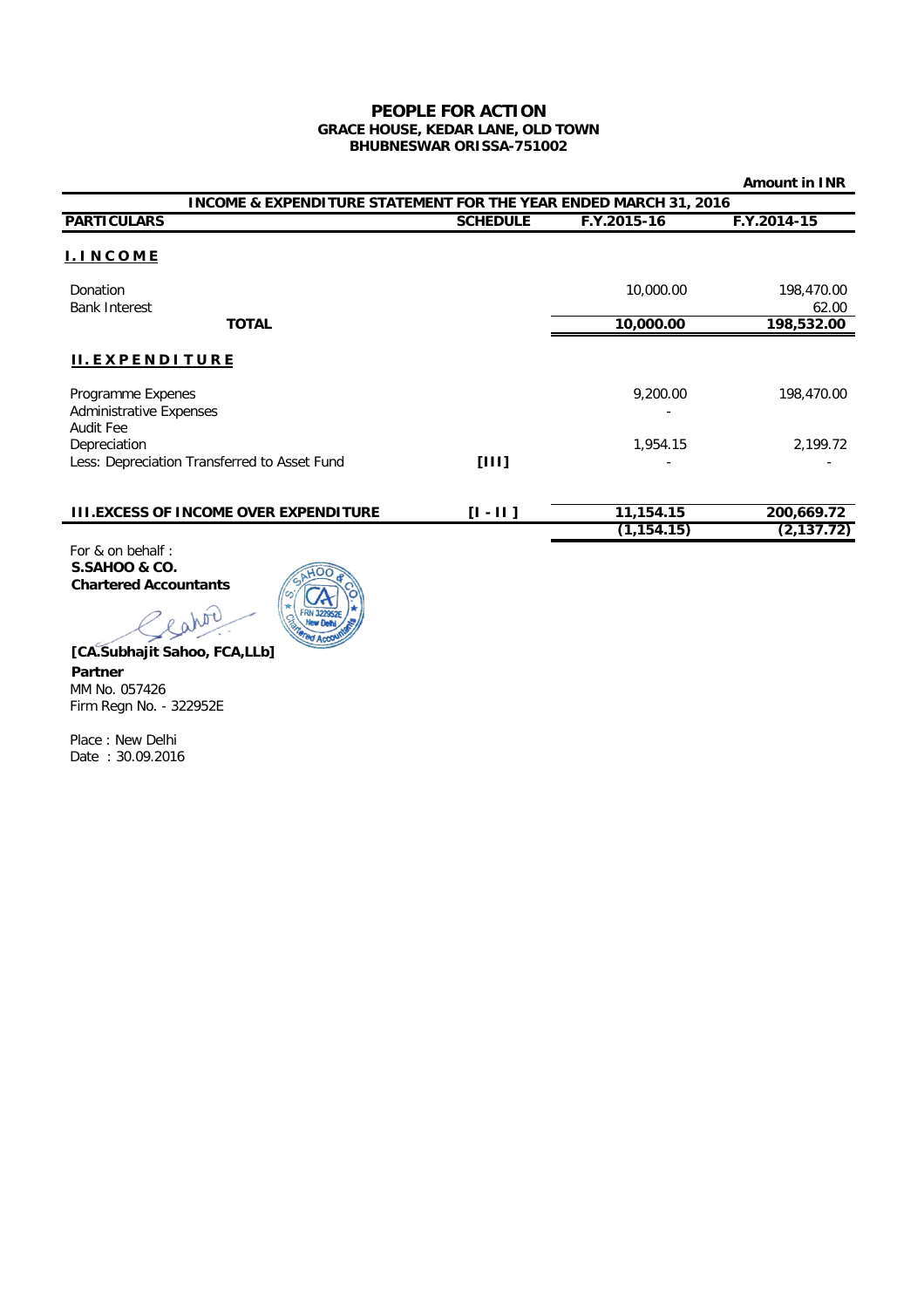# PEOPLE FOR ACTION

**GRACE HOUSE, KEDAR LANE, OLD TOWN**
**BHUBNESWAR ORISSA-751002**

**Amount in INR**

| **INCOME & EXPENDITURE STATEMENT FOR THE YEAR ENDED MARCH 31, 2016** | | | |
|---|---|---|---|
| **PARTICULARS** | **SCHEDULE** | **F.Y.2015-16** | **F.Y.2014-15** |
| **I. I N C O M E** | | | |
| Donation | | 10,000.00 | 198,470.00 |
| Bank Interest | | | 62.00 |
| **TOTAL** | | **10,000.00** | **198,532.00** |
| **II. E X P E N D I T U R E** | | | |
| Programme Expenes | | 9,200.00 | 198,470.00 |
| Administrative Expenses | | - | |
| Audit Fee | | | |
| Depreciation | | 1,954.15 | 2,199.72 |
| Less: Depreciation Transferred to Asset Fund | [III] | - | - |
| | | **11,154.15** | **200,669.72** |
| **III.EXCESS OF INCOME OVER EXPENDITURE** | **[I - II ]** | **(1,154.15)** | **(2,137.72)** |

For & on behalf :
**S.SAHOO & CO.**
**Chartered Accountants**

**[CA.Subhajit Sahoo, FCA,LLb]**
**Partner**
MM No. 057426
Firm Regn No. - 322952E

Place : New Delhi
Date : 30.09.2016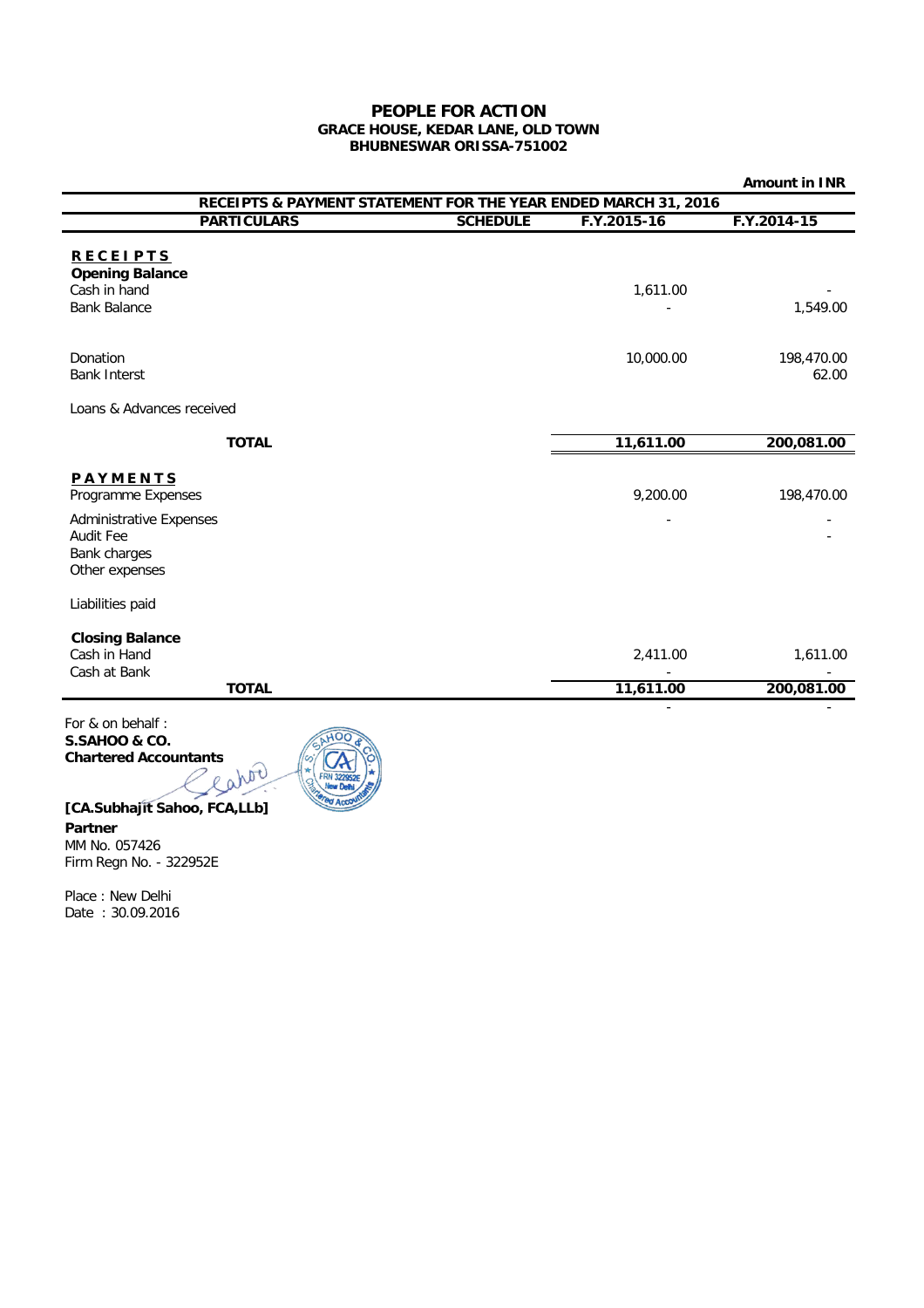# PEOPLE FOR ACTION

**GRACE HOUSE, KEDAR LANE, OLD TOWN**
**BHUBNESWAR ORISSA-751002**

**Amount in INR**

**RECEIPTS & PAYMENT STATEMENT FOR THE YEAR ENDED MARCH 31, 2016**

| PARTICULARS | SCHEDULE | F.Y.2015-16 | F.Y.2014-15 |
|---|---|---|---|
| **RECEIPTS** | | | |
| **Opening Balance** | | | |
| Cash in hand | | 1,611.00 | - |
| Bank Balance | | - | 1,549.00 |
| Donation | | 10,000.00 | 198,470.00 |
| Bank Interst | | | 62.00 |
| Loans & Advances received | | | |
| **TOTAL** | | **11,611.00** | **200,081.00** |
| **PAYMENTS** | | | |
| Programme Expenses | | 9,200.00 | 198,470.00 |
| Administrative Expenses | | - | - |
| Audit Fee | | | - |
| Bank charges | | | |
| Other expenses | | | |
| Liabilities paid | | | |
| **Closing Balance** | | | |
| Cash in Hand | | 2,411.00 | 1,611.00 |
| Cash at Bank | | - | - |
| **TOTAL** | | **11,611.00** | **200,081.00** |
| | | - | - |

For & on behalf :
**S.SAHOO & CO.**
**Chartered Accountants**

**[CA.Subhajit Sahoo, FCA,LLb]**
**Partner**
MM No. 057426
Firm Regn No. - 322952E

Place : New Delhi
Date : 30.09.2016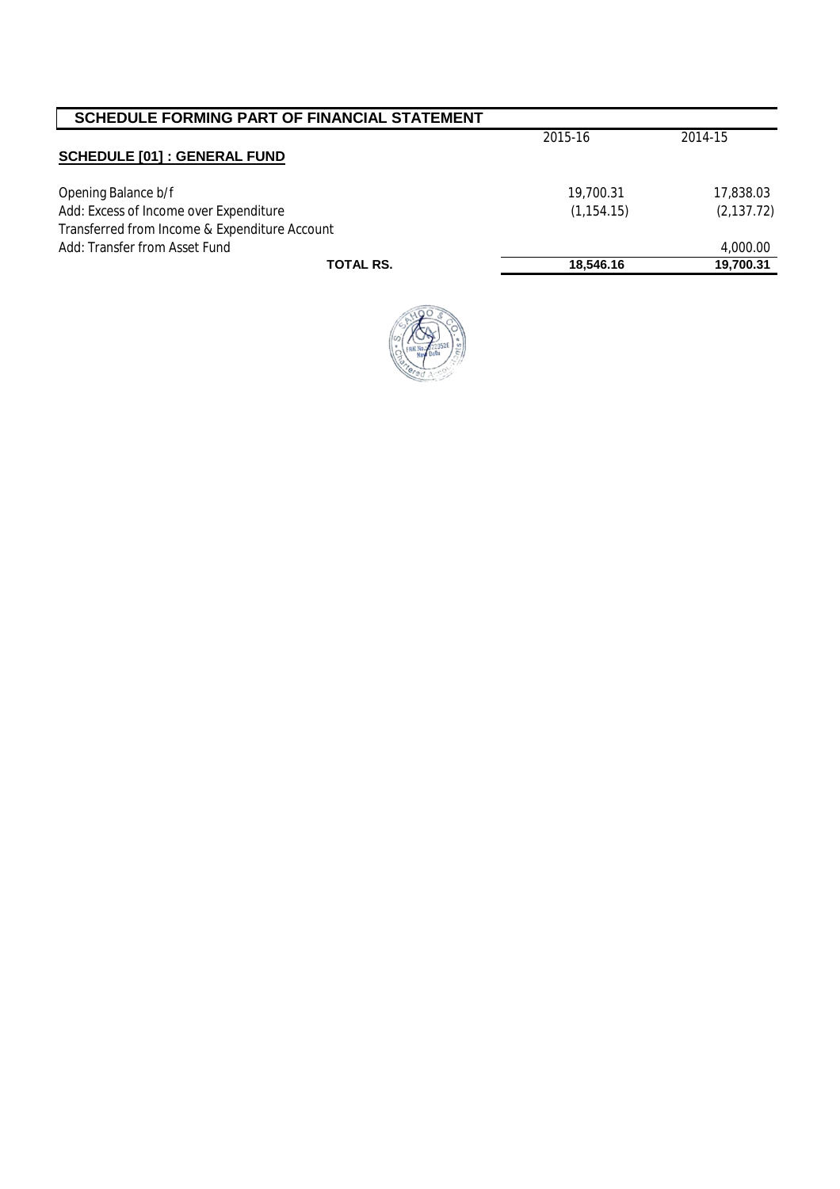## SCHEDULE FORMING PART OF FINANCIAL STATEMENT

### SCHEDULE [01] : GENERAL FUND

| | 2015-16 | 2014-15 |
|---|---|---|
| Opening Balance b/f | 19,700.31 | 17,838.03 |
| Add: Excess of Income over Expenditure | (1,154.15) | (2,137.72) |
| Transferred from Income & Expenditure Account | | |
| Add: Transfer from Asset Fund | | 4,000.00 |
| **TOTAL RS.** | **18,546.16** | **19,700.31** |